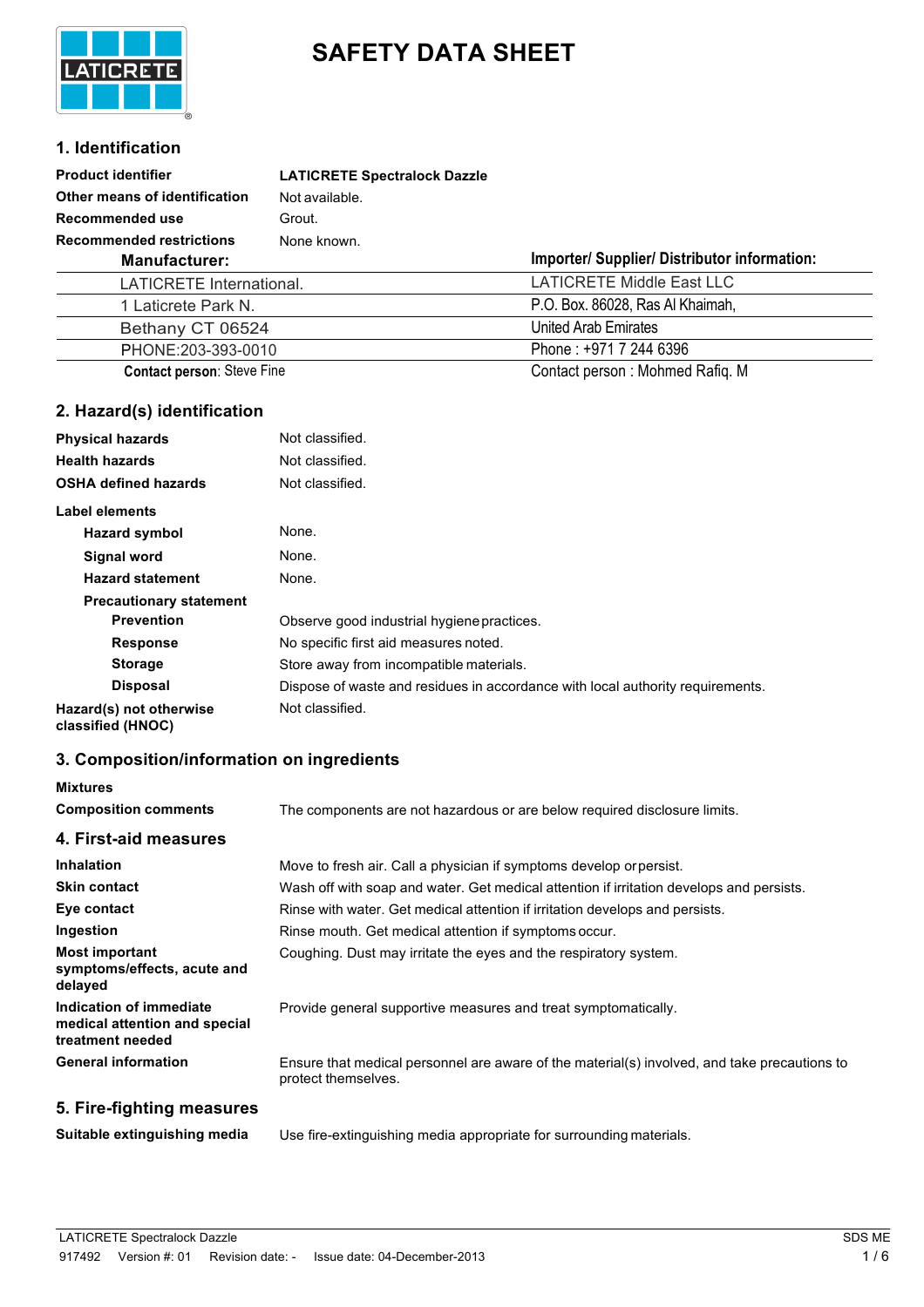# SAFETY DATA SHEET

## 1. Identification

| | |
|---|---|
| **Product identifier** | **LATICRETE Spectralock Dazzle** |
| **Other means of identification** | Not available. |
| **Recommended use** | Grout. |
| **Recommended restrictions** | None known. |

| **Manufacturer:** | **Importer/ Supplier/ Distributor information:** |
|---|---|
| LATICRETE International. | LATICRETE Middle East LLC |
| 1 Laticrete Park N. | P.O. Box. 86028, Ras Al Khaimah, |
| Bethany CT 06524 | United Arab Emirates |
| PHONE:203-393-0010 | Phone : +971 7 244 6396 |
| **Contact person**: Steve Fine | Contact person : Mohmed Rafiq. M |

## 2. Hazard(s) identification

| | |
|---|---|
| **Physical hazards** | Not classified. |
| **Health hazards** | Not classified. |
| **OSHA defined hazards** | Not classified. |

**Label elements**

| | |
|---|---|
| **Hazard symbol** | None. |
| **Signal word** | None. |
| **Hazard statement** | None. |

**Precautionary statement**

| | |
|---|---|
| **Prevention** | Observe good industrial hygiene practices. |
| **Response** | No specific first aid measures noted. |
| **Storage** | Store away from incompatible materials. |
| **Disposal** | Dispose of waste and residues in accordance with local authority requirements. |
| **Hazard(s) not otherwise classified (HNOC)** | Not classified. |

## 3. Composition/information on ingredients

**Mixtures**

| | |
|---|---|
| **Composition comments** | The components are not hazardous or are below required disclosure limits. |

## 4. First-aid measures

| | |
|---|---|
| **Inhalation** | Move to fresh air. Call a physician if symptoms develop or persist. |
| **Skin contact** | Wash off with soap and water. Get medical attention if irritation develops and persists. |
| **Eye contact** | Rinse with water. Get medical attention if irritation develops and persists. |
| **Ingestion** | Rinse mouth. Get medical attention if symptoms occur. |
| **Most important symptoms/effects, acute and delayed** | Coughing. Dust may irritate the eyes and the respiratory system. |
| **Indication of immediate medical attention and special treatment needed** | Provide general supportive measures and treat symptomatically. |
| **General information** | Ensure that medical personnel are aware of the material(s) involved, and take precautions to protect themselves. |

## 5. Fire-fighting measures

| | |
|---|---|
| **Suitable extinguishing media** | Use fire-extinguishing media appropriate for surrounding materials. |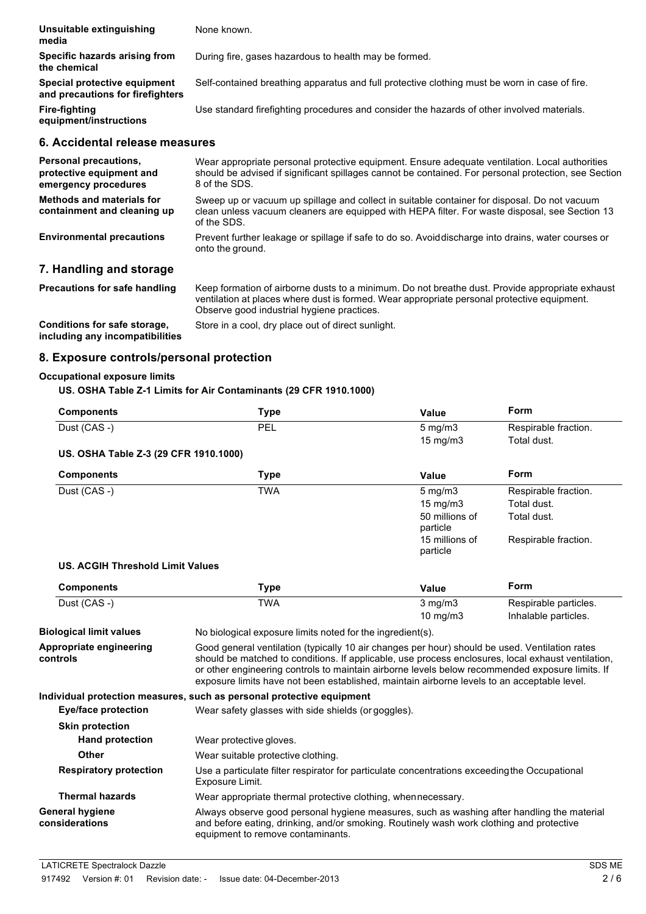| | |
|---|---|
| **Unsuitable extinguishing media** | None known. |
| **Specific hazards arising from the chemical** | During fire, gases hazardous to health may be formed. |
| **Special protective equipment and precautions for firefighters** | Self-contained breathing apparatus and full protective clothing must be worn in case of fire. |
| **Fire-fighting equipment/instructions** | Use standard firefighting procedures and consider the hazards of other involved materials. |

## 6. Accidental release measures

| | |
|---|---|
| **Personal precautions, protective equipment and emergency procedures** | Wear appropriate personal protective equipment. Ensure adequate ventilation. Local authorities should be advised if significant spillages cannot be contained. For personal protection, see Section 8 of the SDS. |
| **Methods and materials for containment and cleaning up** | Sweep up or vacuum up spillage and collect in suitable container for disposal. Do not vacuum clean unless vacuum cleaners are equipped with HEPA filter. For waste disposal, see Section 13 of the SDS. |
| **Environmental precautions** | Prevent further leakage or spillage if safe to do so. Avoiddischarge into drains, water courses or onto the ground. |

## 7. Handling and storage

| | |
|---|---|
| **Precautions for safe handling** | Keep formation of airborne dusts to a minimum. Do not breathe dust. Provide appropriate exhaust ventilation at places where dust is formed. Wear appropriate personal protective equipment. Observe good industrial hygiene practices. |
| **Conditions for safe storage, including any incompatibilities** | Store in a cool, dry place out of direct sunlight. |

## 8. Exposure controls/personal protection

### Occupational exposure limits

**US. OSHA Table Z-1 Limits for Air Contaminants (29 CFR 1910.1000)**

| Components | Type | Value | Form |
|---|---|---|---|
| Dust (CAS -) | PEL | 5 mg/m3 | Respirable fraction. |
| | | 15 mg/m3 | Total dust. |

**US. OSHA Table Z-3 (29 CFR 1910.1000)**

| Components | Type | Value | Form |
|---|---|---|---|
| Dust (CAS -) | TWA | 5 mg/m3 | Respirable fraction. |
| | | 15 mg/m3 | Total dust. |
| | | 50 millions of particle | Total dust. |
| | | 15 millions of particle | Respirable fraction. |

**US. ACGIH Threshold Limit Values**

| Components | Type | Value | Form |
|---|---|---|---|
| Dust (CAS -) | TWA | 3 mg/m3 | Respirable particles. |
| | | 10 mg/m3 | Inhalable particles. |

| | |
|---|---|
| **Biological limit values** | No biological exposure limits noted for the ingredient(s). |
| **Appropriate engineering controls** | Good general ventilation (typically 10 air changes per hour) should be used. Ventilation rates should be matched to conditions. If applicable, use process enclosures, local exhaust ventilation, or other engineering controls to maintain airborne levels below recommended exposure limits. If exposure limits have not been established, maintain airborne levels to an acceptable level. |

**Individual protection measures, such as personal protective equipment**

| | |
|---|---|
| **Eye/face protection** | Wear safety glasses with side shields (or goggles). |
| **Skin protection** | |
| **Hand protection** | Wear protective gloves. |
| **Other** | Wear suitable protective clothing. |
| **Respiratory protection** | Use a particulate filter respirator for particulate concentrations exceedingthe Occupational Exposure Limit. |
| **Thermal hazards** | Wear appropriate thermal protective clothing, whennecessary. |
| **General hygiene considerations** | Always observe good personal hygiene measures, such as washing after handling the material and before eating, drinking, and/or smoking. Routinely wash work clothing and protective equipment to remove contaminants. |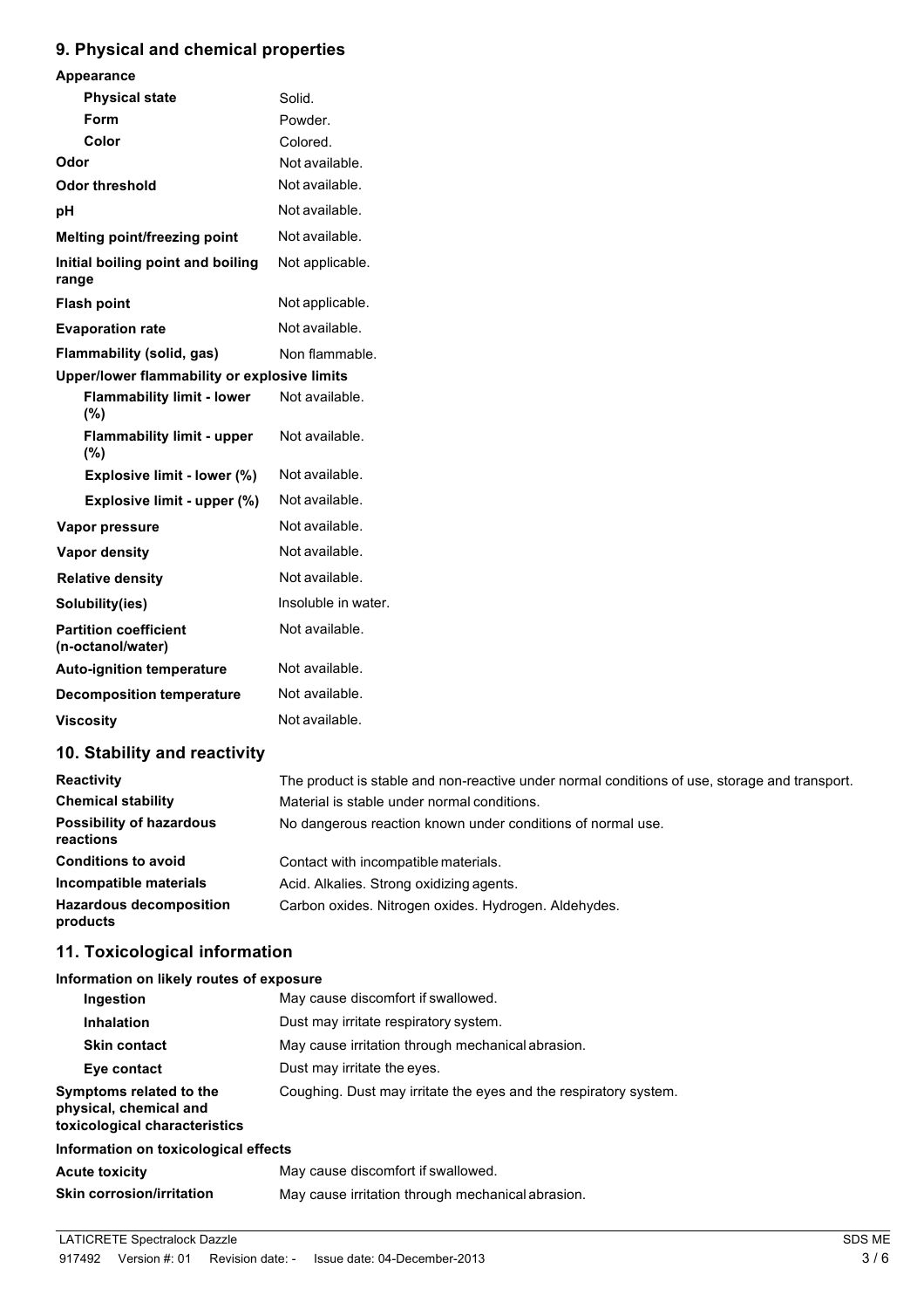## 9. Physical and chemical properties

**Appearance**

| | |
|---|---|
| **Physical state** | Solid. |
| **Form** | Powder. |
| **Color** | Colored. |
| **Odor** | Not available. |
| **Odor threshold** | Not available. |
| **pH** | Not available. |
| **Melting point/freezing point** | Not available. |
| **Initial boiling point and boiling range** | Not applicable. |
| **Flash point** | Not applicable. |
| **Evaporation rate** | Not available. |
| **Flammability (solid, gas)** | Non flammable. |

**Upper/lower flammability or explosive limits**

| | |
|---|---|
| **Flammability limit - lower (%)** | Not available. |
| **Flammability limit - upper (%)** | Not available. |
| **Explosive limit - lower (%)** | Not available. |
| **Explosive limit - upper (%)** | Not available. |
| **Vapor pressure** | Not available. |
| **Vapor density** | Not available. |
| **Relative density** | Not available. |
| **Solubility(ies)** | Insoluble in water. |
| **Partition coefficient (n-octanol/water)** | Not available. |
| **Auto-ignition temperature** | Not available. |
| **Decomposition temperature** | Not available. |
| **Viscosity** | Not available. |

## 10. Stability and reactivity

| | |
|---|---|
| **Reactivity** | The product is stable and non-reactive under normal conditions of use, storage and transport. |
| **Chemical stability** | Material is stable under normal conditions. |
| **Possibility of hazardous reactions** | No dangerous reaction known under conditions of normal use. |
| **Conditions to avoid** | Contact with incompatible materials. |
| **Incompatible materials** | Acid. Alkalies. Strong oxidizing agents. |
| **Hazardous decomposition products** | Carbon oxides. Nitrogen oxides. Hydrogen. Aldehydes. |

## 11. Toxicological information

**Information on likely routes of exposure**

| | |
|---|---|
| **Ingestion** | May cause discomfort if swallowed. |
| **Inhalation** | Dust may irritate respiratory system. |
| **Skin contact** | May cause irritation through mechanical abrasion. |
| **Eye contact** | Dust may irritate the eyes. |
| **Symptoms related to the physical, chemical and toxicological characteristics** | Coughing. Dust may irritate the eyes and the respiratory system. |

**Information on toxicological effects**

| | |
|---|---|
| **Acute toxicity** | May cause discomfort if swallowed. |
| **Skin corrosion/irritation** | May cause irritation through mechanical abrasion. |

LATICRETE Spectralock Dazzle SDS ME

917492 Version #: 01 Revision date: - Issue date: 04-December-2013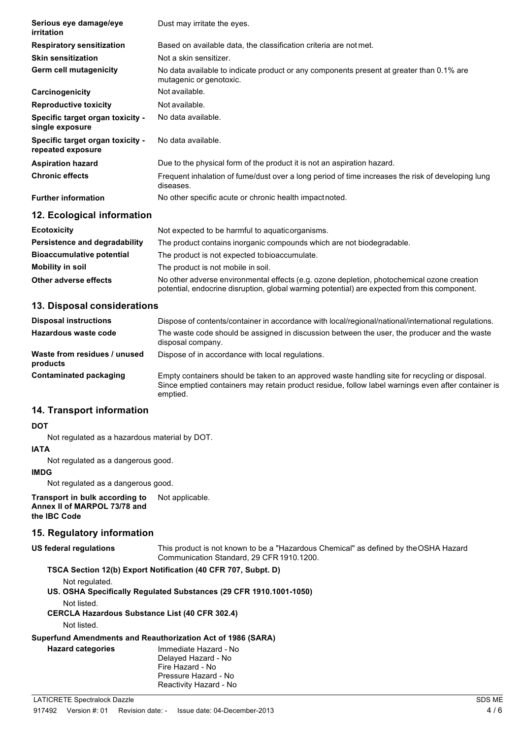| | |
|---|---|
| **Serious eye damage/eye irritation** | Dust may irritate the eyes. |
| **Respiratory sensitization** | Based on available data, the classification criteria are not met. |
| **Skin sensitization** | Not a skin sensitizer. |
| **Germ cell mutagenicity** | No data available to indicate product or any components present at greater than 0.1% are mutagenic or genotoxic. |
| **Carcinogenicity** | Not available. |
| **Reproductive toxicity** | Not available. |
| **Specific target organ toxicity - single exposure** | No data available. |
| **Specific target organ toxicity - repeated exposure** | No data available. |
| **Aspiration hazard** | Due to the physical form of the product it is not an aspiration hazard. |
| **Chronic effects** | Frequent inhalation of fume/dust over a long period of time increases the risk of developing lung diseases. |
| **Further information** | No other specific acute or chronic health impact noted. |

## 12. Ecological information

| | |
|---|---|
| **Ecotoxicity** | Not expected to be harmful to aquatic organisms. |
| **Persistence and degradability** | The product contains inorganic compounds which are not biodegradable. |
| **Bioaccumulative potential** | The product is not expected to bioaccumulate. |
| **Mobility in soil** | The product is not mobile in soil. |
| **Other adverse effects** | No other adverse environmental effects (e.g. ozone depletion, photochemical ozone creation potential, endocrine disruption, global warming potential) are expected from this component. |

## 13. Disposal considerations

| | |
|---|---|
| **Disposal instructions** | Dispose of contents/container in accordance with local/regional/national/international regulations. |
| **Hazardous waste code** | The waste code should be assigned in discussion between the user, the producer and the waste disposal company. |
| **Waste from residues / unused products** | Dispose of in accordance with local regulations. |
| **Contaminated packaging** | Empty containers should be taken to an approved waste handling site for recycling or disposal. Since emptied containers may retain product residue, follow label warnings even after container is emptied. |

## 14. Transport information

**DOT**

Not regulated as a hazardous material by DOT.

**IATA**

Not regulated as a dangerous good.

**IMDG**

Not regulated as a dangerous good.

**Transport in bulk according to Annex II of MARPOL 73/78 and the IBC Code** Not applicable.

## 15. Regulatory information

**US federal regulations** This product is not known to be a "Hazardous Chemical" as defined by the OSHA Hazard Communication Standard, 29 CFR 1910.1200.

**TSCA Section 12(b) Export Notification (40 CFR 707, Subpt. D)**

Not regulated.

**US. OSHA Specifically Regulated Substances (29 CFR 1910.1001-1050)**

Not listed.

**CERCLA Hazardous Substance List (40 CFR 302.4)**

Not listed.

**Superfund Amendments and Reauthorization Act of 1986 (SARA)**

**Hazard categories**

Immediate Hazard - No
Delayed Hazard - No
Fire Hazard - No
Pressure Hazard - No
Reactivity Hazard - No

LATICRETE Spectralock Dazzle SDS ME

917492 Version #: 01 Revision date: - Issue date: 04-December-2013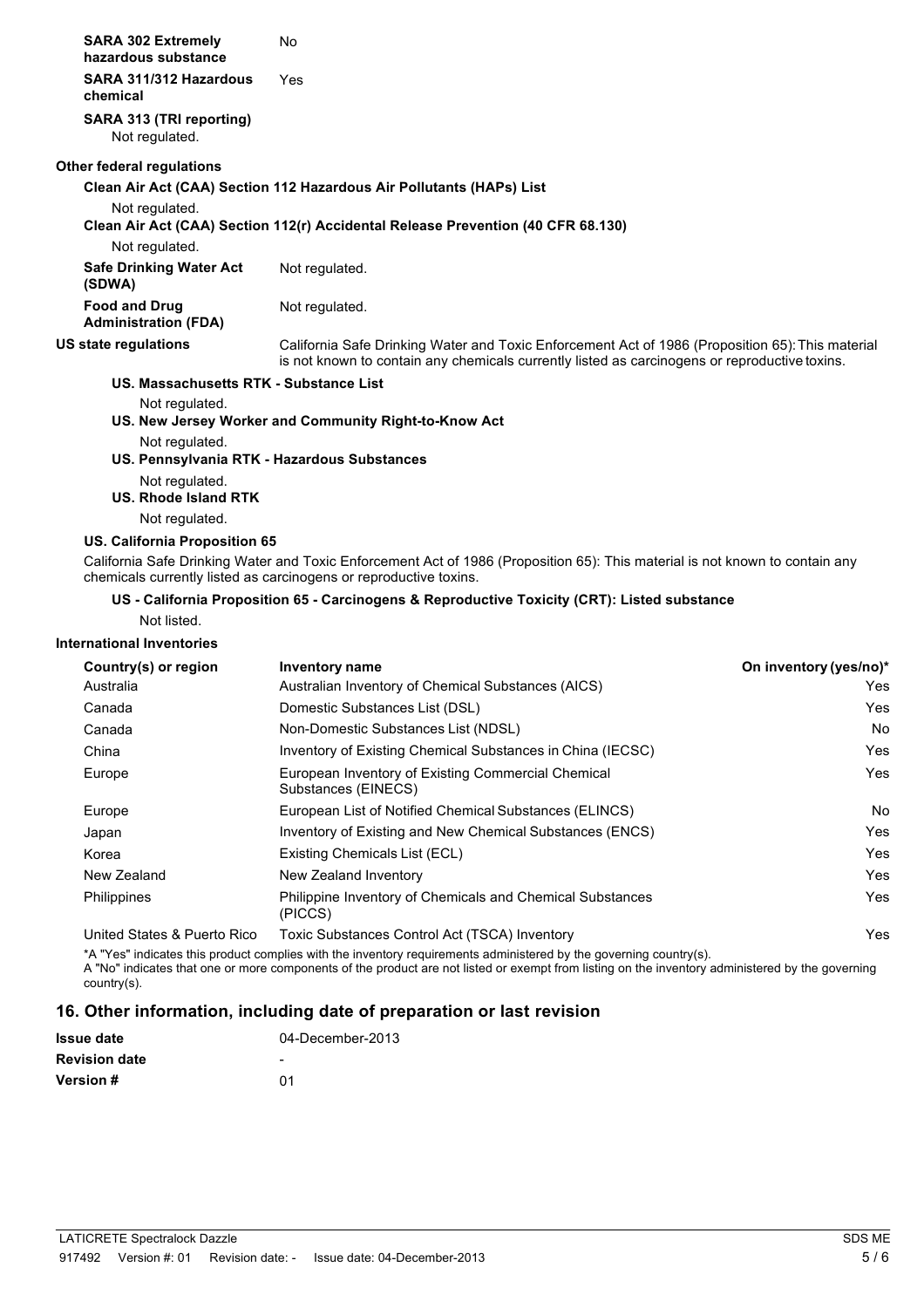**SARA 302 Extremely hazardous substance** No

**SARA 311/312 Hazardous chemical** Yes

**SARA 313 (TRI reporting)**
Not regulated.

**Other federal regulations**

**Clean Air Act (CAA) Section 112 Hazardous Air Pollutants (HAPs) List**
Not regulated.

**Clean Air Act (CAA) Section 112(r) Accidental Release Prevention (40 CFR 68.130)**
Not regulated.

**Safe Drinking Water Act (SDWA)** Not regulated.

**Food and Drug Administration (FDA)** Not regulated.

**US state regulations** California Safe Drinking Water and Toxic Enforcement Act of 1986 (Proposition 65): This material is not known to contain any chemicals currently listed as carcinogens or reproductive toxins.

**US. Massachusetts RTK - Substance List**
Not regulated.

**US. New Jersey Worker and Community Right-to-Know Act**
Not regulated.

**US. Pennsylvania RTK - Hazardous Substances**
Not regulated.

**US. Rhode Island RTK**
Not regulated.

**US. California Proposition 65**

California Safe Drinking Water and Toxic Enforcement Act of 1986 (Proposition 65): This material is not known to contain any chemicals currently listed as carcinogens or reproductive toxins.

**US - California Proposition 65 - Carcinogens & Reproductive Toxicity (CRT): Listed substance**
Not listed.

**International Inventories**

| Country(s) or region | Inventory name | On inventory (yes/no)* |
|---|---|---|
| Australia | Australian Inventory of Chemical Substances (AICS) | Yes |
| Canada | Domestic Substances List (DSL) | Yes |
| Canada | Non-Domestic Substances List (NDSL) | No |
| China | Inventory of Existing Chemical Substances in China (IECSC) | Yes |
| Europe | European Inventory of Existing Commercial Chemical Substances (EINECS) | Yes |
| Europe | European List of Notified Chemical Substances (ELINCS) | No |
| Japan | Inventory of Existing and New Chemical Substances (ENCS) | Yes |
| Korea | Existing Chemicals List (ECL) | Yes |
| New Zealand | New Zealand Inventory | Yes |
| Philippines | Philippine Inventory of Chemicals and Chemical Substances (PICCS) | Yes |
| United States & Puerto Rico | Toxic Substances Control Act (TSCA) Inventory | Yes |

*A "Yes" indicates this product complies with the inventory requirements administered by the governing country(s).
A "No" indicates that one or more components of the product are not listed or exempt from listing on the inventory administered by the governing country(s).

## 16. Other information, including date of preparation or last revision

**Issue date** 04-December-2013

**Revision date** -

**Version #** 01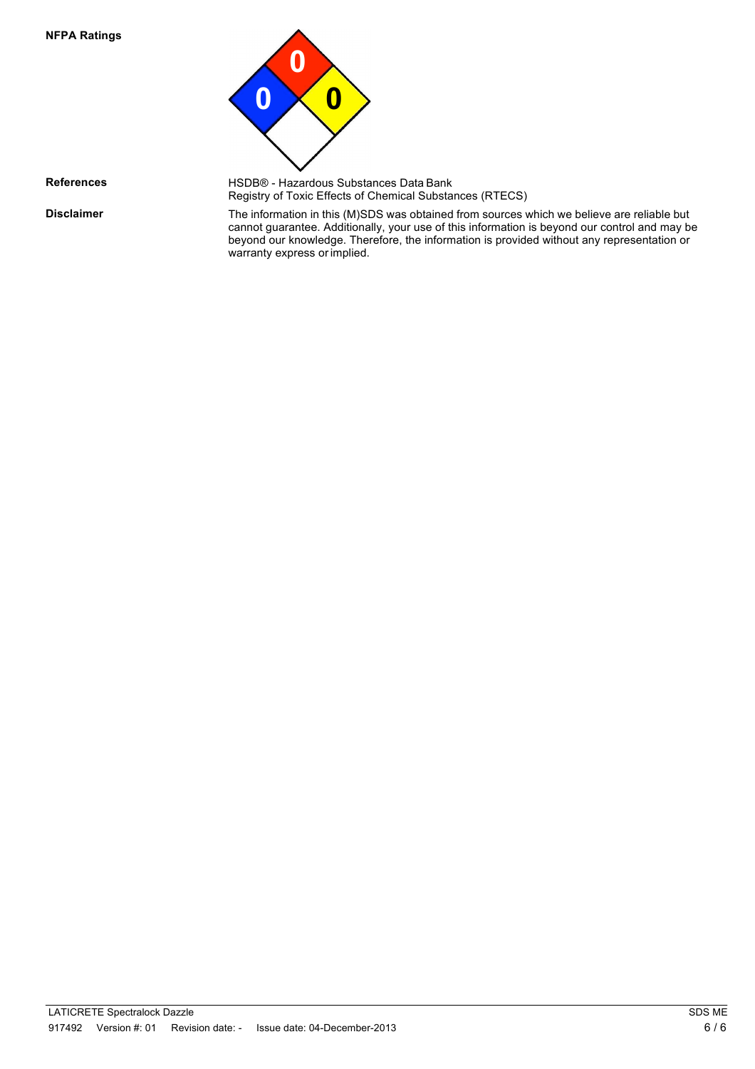**NFPA Ratings**

0
0
0

**References**

HSDB® - Hazardous Substances Data Bank
Registry of Toxic Effects of Chemical Substances (RTECS)

**Disclaimer**

The information in this (M)SDS was obtained from sources which we believe are reliable but cannot guarantee. Additionally, your use of this information is beyond our control and may be beyond our knowledge. Therefore, the information is provided without any representation or warranty express or implied.